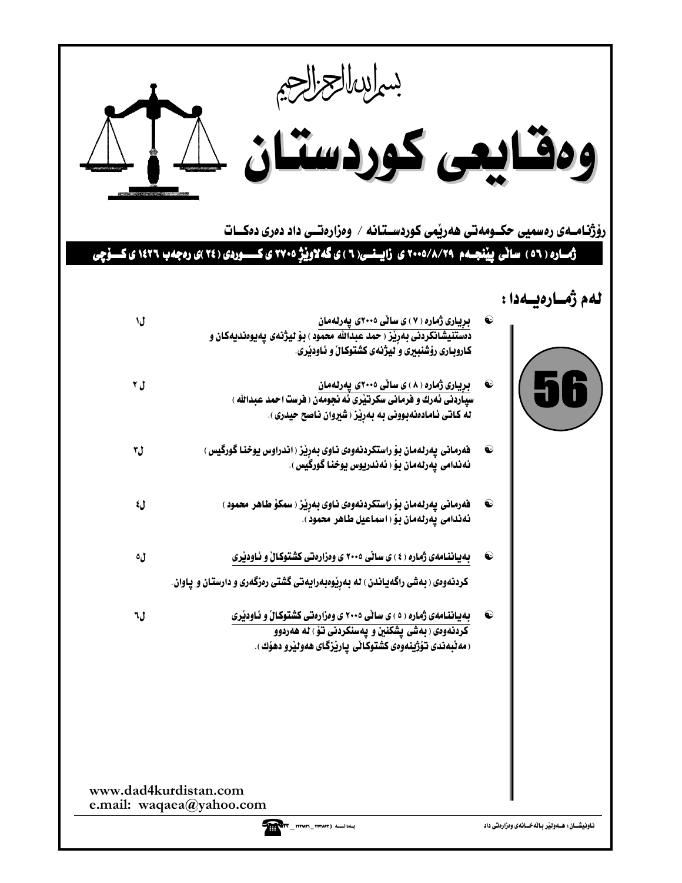بسم الله الرحمن الرحيم

# وەقایعی کوردستان

رۆژنامـەی رەسمیی حکـومەتی هەرێمی کوردسـتانە / وەزارەتـی داد دەری دەکـات

**ژمـارە ( ٥٦ ) سـاڵی پێنجـەم ٢٠٠٥/٨/٢٩ ی زایـنـی( ٦ ) ی گەلاوێژ ٢٧٠٥ ی کـــوردی ( ٢٤ )ی رەجەب ١٤٢٦ ی کـــۆچی**

## لەم ژمـارەیـەدا :

56

- **بڕیاری ژمارە ( ٧ ) ی ساڵی ٢٠٠٥ی پەرلەمان** — ل١
  **دەستنیشانکردنی بەڕێز ( حمد عبداللە محمود ) بۆ لیژنەی پەیوەندیەکان و کاروباری رۆشنبیری و لیژنەی کشتوکاڵ و ئاودێری.**

- **بڕیاری ژمارە ( ٨ ) ی ساڵی ٢٠٠٥ی پەرلەمان** — ل ٢
  **سپاردنی ئەرك و فرمانی سکرتێری ئە نجومەن ( فرست احمد عبداللە ) لە کاتی ئامادەنەبوونی بە بەڕێز ( شیروان ناصح حیدری ).**

- **فەرمانی پەرلەمان بۆ راستکردنەوەی ناوی بەڕێز ( اندراوس یوخنا گورگیس ) ئەندامی پەرلەمان بۆ ( ئەندریوس یوخنا گورگیس ).** — ل٣

- **فەرمانی پەرلەمان بۆ راستکردنەوەی ناوی بەڕێز ( سکۆ طاهر محمود ) ئەندامی پەرلەمان بۆ ( اسماعیل طاهر محمود ).** — ل٤

- **بەیاننامەی ژمارە ( ٤ ) ی ساڵی ٢٠٠٥ ی وەزارەتی کشتوکاڵ و ئاودێری** — ل٥
  **کردنەوەی ( بەشی راگەیاندن ) لە بەڕێوەبەرایەتی گشتی رەزگەری و دارستان و پاوان.**

- **بەیاننامەی ژمارە ( ٥ ) ی ساڵی ٢٠٠٥ ی وەزارەتی کشتوکاڵ و ئاودێری** — ل٦
  **کردنەوەی ( بەشی پشکنین و پەسنکردنی تۆ ) لە هەردوو ( مەڵبەندی تۆژینەوەی کشتوکاڵی پارێزگای هەولێرو دهۆك ).**

www.dad4kurdistan.com
e.mail: waqaea@yahoo.com

ناونیشـان : هـەولێر باڵەخـانەی وەزارەتی داد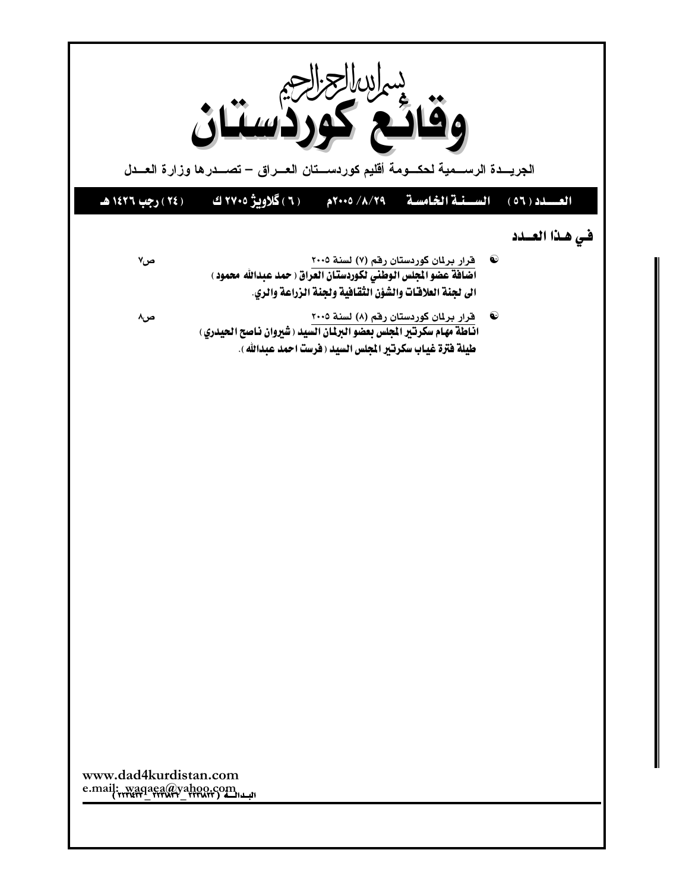بسم الله الرحمن الرحيم

# وقائع كوردستان

الجريـــدة الرســـمية لحكـــومة أقليم كوردستـــان العـــراق – تصـــدرها وزارة العـــدل

**العـــدد (٥٦) | الســـنة الخامسة | ٢٩/٨/٢٠٠٥م | (٦) گلاويژ ٢٧٠٥ ك | (٢٤) رجب ١٤٢٦ هـ**

## في هـذا العـدد

- قرار برلمان كوردستان رقم (٧) لسنة ٢٠٠٥ — ص٧
  **اضافة عضو المجلس الوطني لكوردستان العراق ( حمد عبدالله محمود ) الى لجنة العلاقات والشؤن الثقافية ولجنة الزراعة والري.**

- قرار برلمان كوردستان رقم (٨) لسنة ٢٠٠٥ — ص٨
  **اناطة مهام سكرتير المجلس بعضو البرلمان السيد ( شيروان ناصح الحيدري ) طيلة فترة غياب سكرتير المجلس السيد ( فرست احمد عبدالله ).**

www.dad4kurdistan.com
e.mail: waqaea@yahoo.com
البدالة (٢٢٢٤٤٢٢ _ ٢٢٢٣٨٣٢ _ ٢٢٢٣٨٢٢)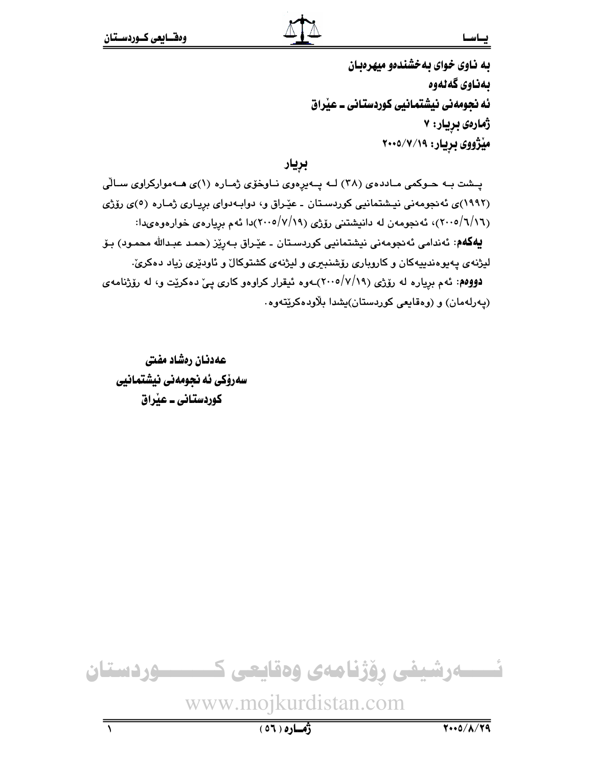بە ناوی خوای بەخشندەو میهرەبان

بەناوی گەلەوە

**ئە نجومەنی نیشتمانیی کوردستانی ـ عێراق**

**ژمارەی بڕیار: ٧**

**مێژووی بڕیار: ٢٠٠٥/٧/١٩**

## بڕیار

پـشت بـە حـوكمی مـاددەی (٣٨) لـە پـەیڕەوی نـاوخۆی ژمـارە (١)ی هـەموارکراوی سـاڵی (١٩٩٢)ی ئەنجومەنی نیـشتمانیی کوردسـتان ـ عێـراق و، دوابـەدوای بڕیـاری ژمـارە (٥)ی رۆژی (٢٠٠٥/٦/١٦)، ئەنجومەن لە دانیشتنی رۆژی (٢٠٠٥/٧/١٩)دا ئەم بڕیارەی خوارەوەی‌دا:

**یەکەم:** ئەندامی ئەنجومەنی نیشتمانیی کوردسـتان ـ عێـراق بـەڕێز (حمـد عبـدالله محمـود) بـۆ لیژنەی پەیوەندییەکان و کاروباری رۆشنبیری و لیژنەی کشتوکاڵ و ئاودێری زیاد دەکرێ.

**دووەم:** ئەم بڕیارە لە رۆژی (٢٠٠٥/٧/١٩)ـەوە ئیقرار کراوەو کاری پێ دەکرێت و، لە رۆژنامەی (پەرلەمان) و (وەقایعی کوردستان)یشدا بڵاودەکرێتەوە.

**عەدنان رەشاد مفتی**
**سەرۆکی ئە نجومەنی نیشتمانیی**
**کوردستانی ـ عێراق**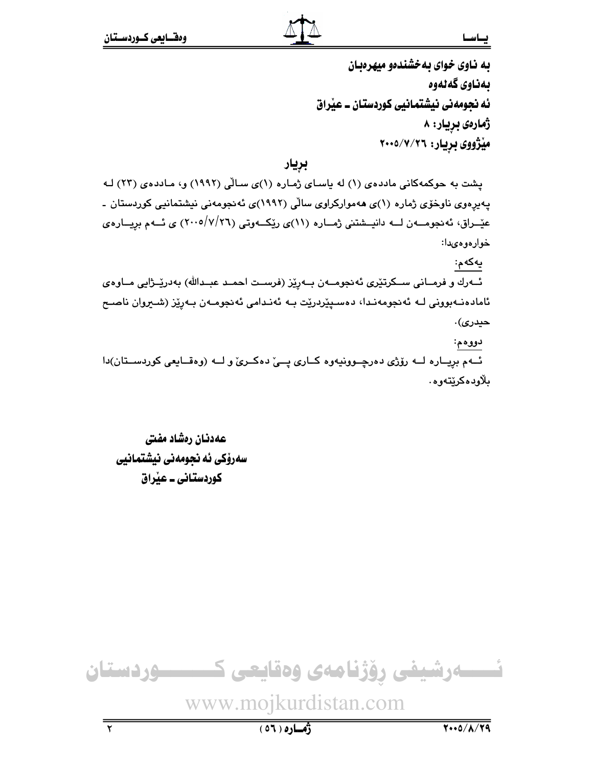**بە ناوی خوای بەخشندەو میهرەبان**

**بەناوی گەلەوە**

**ئەنجومەنی نیشتمانیی کوردستان ـ عێراق**

**ژمارەی بڕیار: ٨**

**مێژووی بڕیار: ٢٦/٧/٢٠٠٥**

## بڕیار

پشت بە حوکمەکانی ماددەی (١) لە یاسای ژمارە (١)ی ساڵی (١٩٩٢) و، ماددەی (٢٣) لە پەیڕەوی ناوخۆی ژمارە (١)ی هەموارکراوی ساڵی (١٩٩٢)ی ئەنجومەنی نیشتمانیی کوردستان ـ عێراق، ئەنجومەن لە دانیشتنی ژمارە (١١)ی ڕێکەوتی (٢٦/٧/٢٠٠٥) ی ئەم بڕیارەی خوارەوەیدا:

یەکەم:

ئەرك و فرمانی سکرتێری ئەنجومەن بەڕێز (فرست احمد عبدالله) بەدرێژایی ماوەی ئامادەنەبوونی لە ئەنجومەندا، دەسپێردرێت بە ئەندامی ئەنجومەن بەڕێز (شیروان ناصح حیدری).

دووەم:

ئەم بڕیارە لە ڕۆژی دەرچوونیەوە کاری پێ دەکرێ و لە (وەقایعی کوردستان)دا بڵاودەکرێتەوە.

**عەدنان ڕەشاد مفتی**

**سەرۆکی ئەنجومەنی نیشتمانیی**

**کوردستانی ـ عێراق**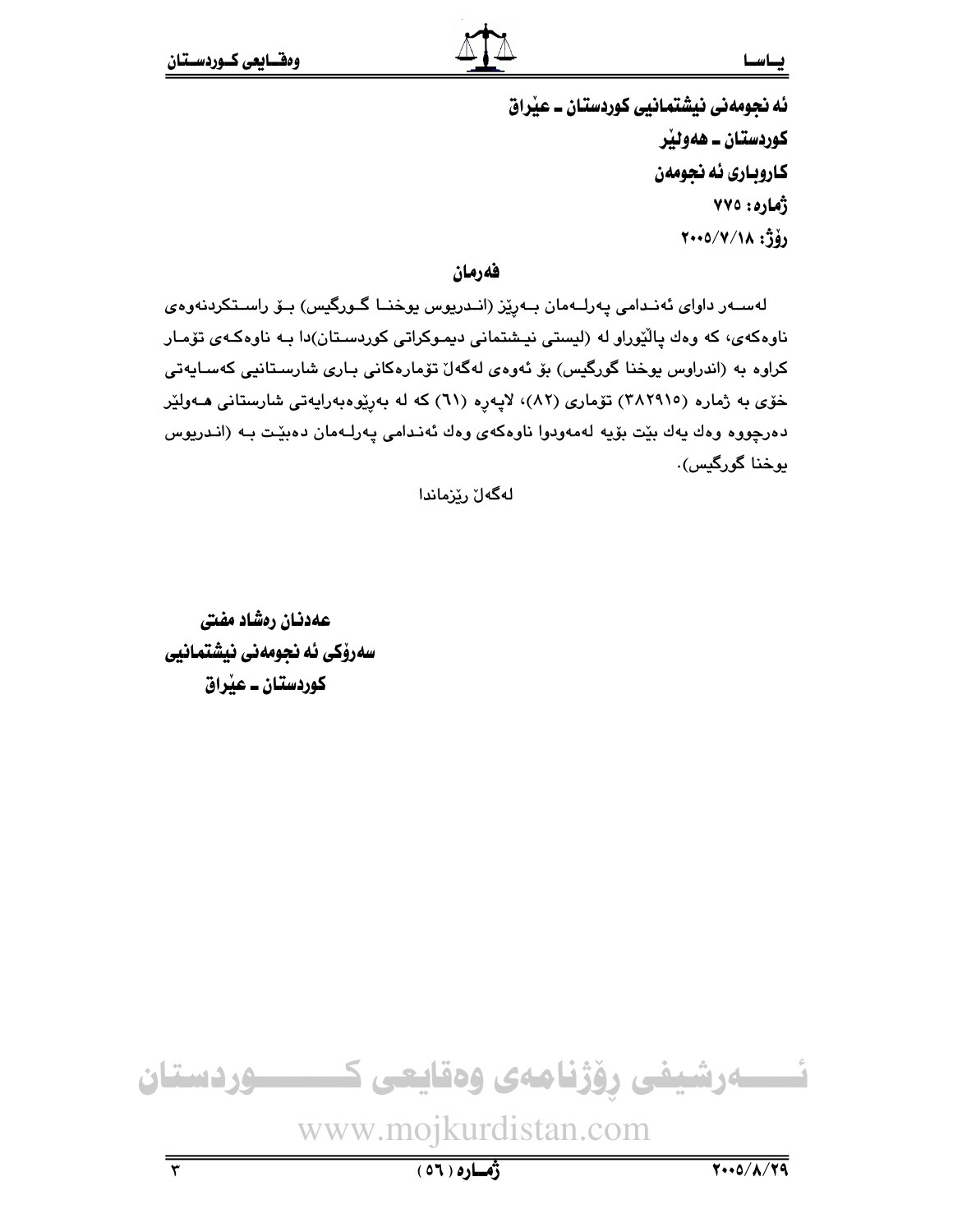**ئه نجومه نی نیشتمانیی كوردستان ـ عێراق**
**كوردستان ـ هه ولێر**
**كاروباری ئه نجومه ن**
**ژماره: ٧٧٥**
**رۆژ: ٢٠٠٥/٧/١٨**

## فه رمان

له سه ر داوای ئه ندامی په رله مان به رێز (اندریوس یوخنا گورگیس) بۆ راستكردنه وه ی ناوه كه ی، كه وه ك پاڵێوراو له (لیستی نیشتمانی دیموكراتی كوردستان)دا به ناوه كه ی تۆمار كراوه به (اندراوس یوخنا گورگیس) بۆ ئه وه ی له گه ڵ تۆماره كانی باری شارستانیی كه سایه تی خۆی به ژماره (٣٨٢٩١٥) تۆماری (٨٢)، لاپه ڕه (٦١) كه له به ڕێوه به رایه تی شارستانی هه ولێر ده رچووه وه ك یه ك بێت بۆیه له مه ودوا ناوه كه ی وه ك ئه ندامی په رله مان ده بێت به (اندریوس یوخنا گورگیس).

له گه ڵ رێزماندا

**عه دنان ره شاد مفتی**
**سه رۆكی ئه نجومه نی نیشتمانیی**
**كوردستان ـ عێراق**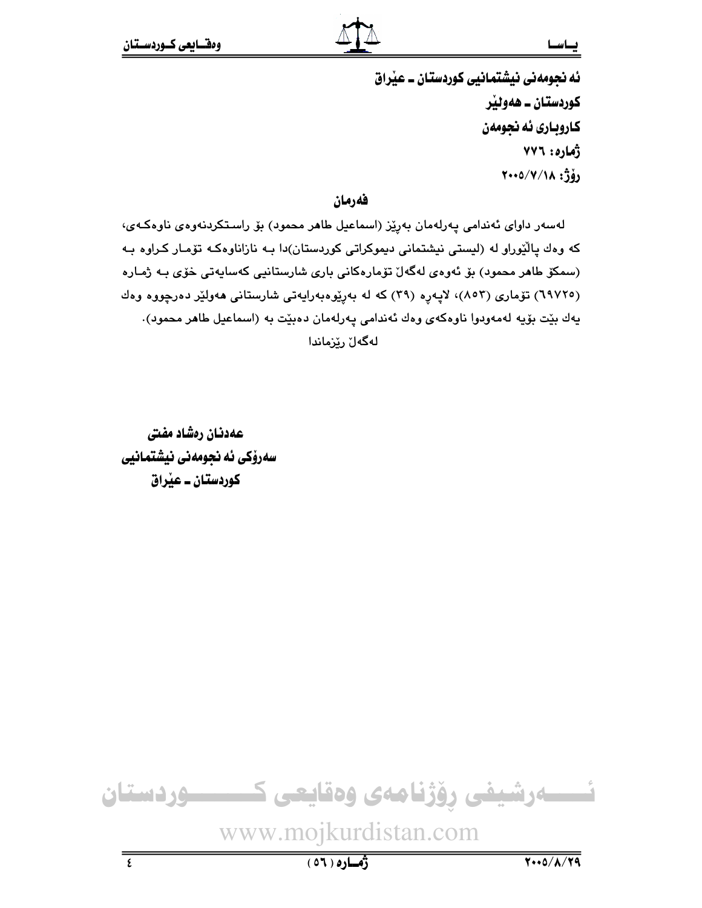**ئەنجومەنی نیشتمانیی کوردستان ـ عێراق**
**کوردستان ـ هەولێر**
**کاروباری ئەنجومەن**
**ژمارە: ٧٧٦**
**رۆژ: ٢٠٠٥/٧/١٨**

## فەرمان

لەسەر داوای ئەندامی پەرلەمان بەرێز (اسماعیل طاهر محمود) بۆ راستکردنەوەی ناوەکەی، کە وەك پاڵێوراو لە (لیستی نیشتمانی دیموکراتی کوردستان)دا بە نازناوەکە تۆمار کراوە بە (سمکۆ طاهر محمود) بۆ ئەوەی لەگەڵ تۆمارەکانی باری شارستانیی کەسایەتی خۆی بە ژمارە (٦٩٧٢٥) تۆماری (٨٥٣)، لاپەڕە (٣٩) کە لە بەڕێوەبەرایەتی شارستانی هەولێر دەرچووە وەك یەك بێت بۆیە لەمەودوا ناوەکەی وەك ئەندامی پەرلەمان دەبێت بە (اسماعیل طاهر محمود).

لەگەڵ رێزماندا

**عەدنان رەشاد مفتی**
**سەرۆکی ئەنجومەنی نیشتمانیی**
**کوردستان ـ عێراق**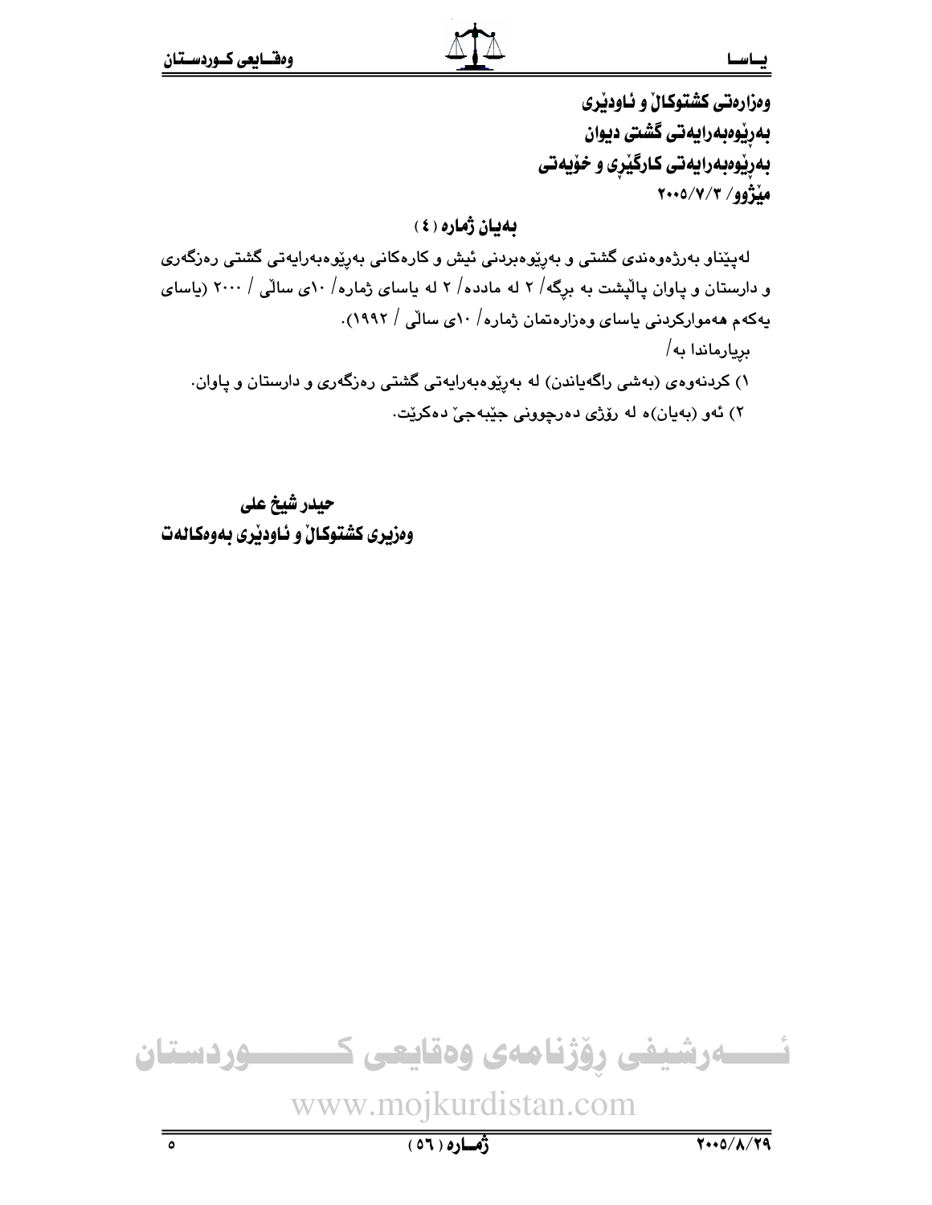**وەزارەتی کشتوکاڵ و ئاودێری**
**بەڕێوەبەرایەتی گشتی دیوان**
**بەڕێوەبەرایەتی کارگێڕی و خۆیەتی**
**مێژوو/ ٢٠٠٥/٧/٣**

## بەیان ژمارە (٤)

لەپێناو بەرژەوەندی گشتی و بەڕێوەبردنی ئیش و کارەکانی بەڕێوەبەرایەتی گشتی رەزگەری و دارستان و پاوان پاڵپشت بە برگە/ ٢ لە مادده/ ٢ لە یاسای ژمارە/ ١٠ی ساڵی / ٢٠٠٠ (یاسای یەکەم هەموارکردنی یاسای وەزارەتمان ژمارە/ ١٠ی ساڵی / ١٩٩٢).

بریارماندا بە/

١) کردنەوەی (بەشی راگەیاندن) لە بەڕێوەبەرایەتی گشتی رەزگەری و دارستان و پاوان.

٢) ئەو (بەیان)ە لە رۆژی دەرچوونی جێبەجێ دەکرێت.

**حیدر شیخ علی**
**وەزیری کشتوکاڵ و ئاودێری بەوەکالەت**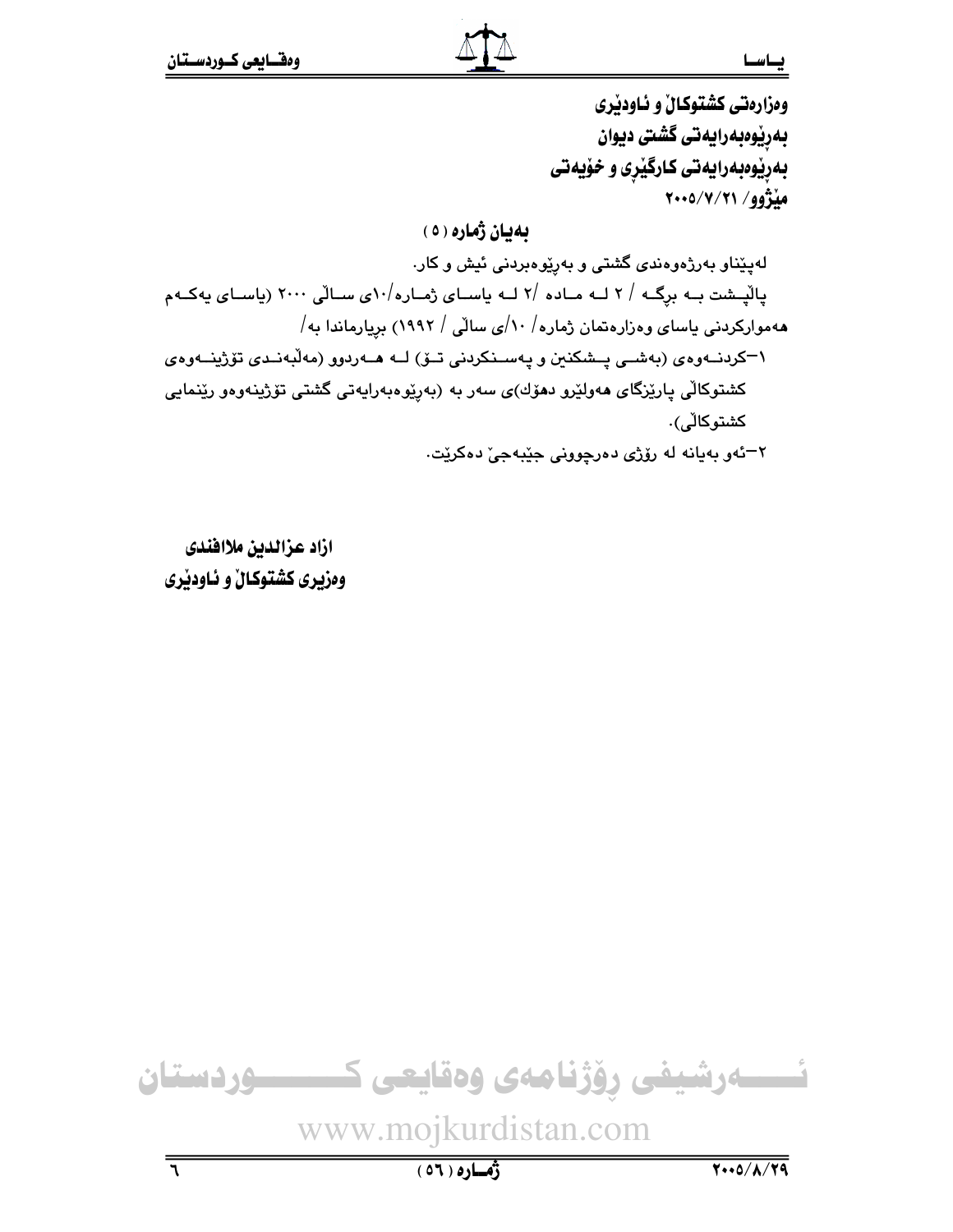وەزارەتی کشتوکاڵ و ئاودێری
بەڕێوەبەرایەتی گشتی دیوان
بەڕێوەبەرایەتی کارگێڕی و خۆیەتی
مێژوو/ ٢٠٠٥/٧/٢١

## بەیان ژمارە (٥)

لەپێناو بەرژەوەندی گشتی و بەڕێوەبردنی ئیش و کار.

پاڵپشت بە بڕگە / ٢ لە مادە /٢ لە یاسای ژمارە/١٠ی ساڵی ٢٠٠٠ (یاسای یەکەم هەموارکردنی یاسای وەزارەتمان ژمارە/ ١٠/ی ساڵی / ١٩٩٢) بڕیارماندا بە/

١-کردنەوەی (بەشی پشکنین و پەسنکردنی تۆ) لە هەردوو (مەڵبەندی تۆژینەوەی کشتوکاڵی پارێزگای هەولێرو دهۆك)ی سەر بە (بەڕێوەبەرایەتی گشتی تۆژینەوەو ڕێنمایی کشتوکاڵی).

٢-ئەو بەیانە لە ڕۆژی دەرچوونی جێبەجێ دەکرێت.

**ازاد عزالدین ملاافندی**
**وەزیری کشتوکاڵ و ئاودێری**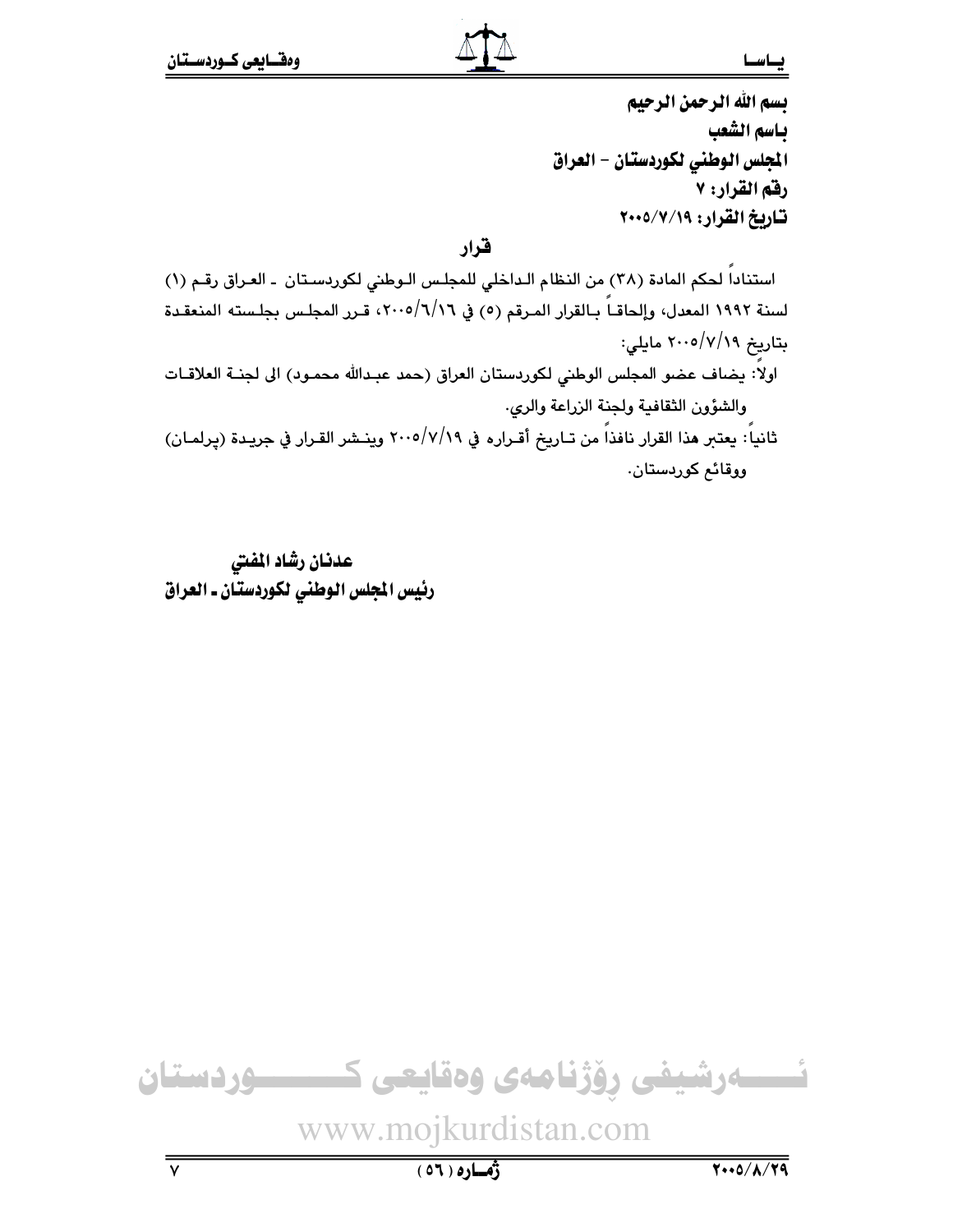**بسم الله الرحمن الرحيم**
**باسم الشعب**
**المجلس الوطني لكوردستان – العراق**
**رقم القرار: ٧**
**تاريخ القرار: ٢٠٠٥/٧/١٩**

## قرار

استناداً لحكم المادة (٣٨) من النظام الداخلي للمجلس الوطني لكوردستان ـ العراق رقم (١) لسنة ١٩٩٢ المعدل، وإلحاقاً بالقرار المرقم (٥) في ٢٠٠٥/٦/١٦، قرر المجلس بجلسته المنعقدة بتاريخ ٢٠٠٥/٧/١٩ مايلي:

اولاً: يضاف عضو المجلس الوطني لكوردستان العراق (حمد عبدالله محمود) الى لجنة العلاقات والشؤون الثقافية ولجنة الزراعة والري.

ثانياً: يعتبر هذا القرار نافذاً من تاريخ أقراره في ٢٠٠٥/٧/١٩ وينشر القرار في جريدة (پرلمان) ووقائع كوردستان.

**عدنان رشاد المفتي**
**رئيس المجلس الوطني لكوردستان ـ العراق**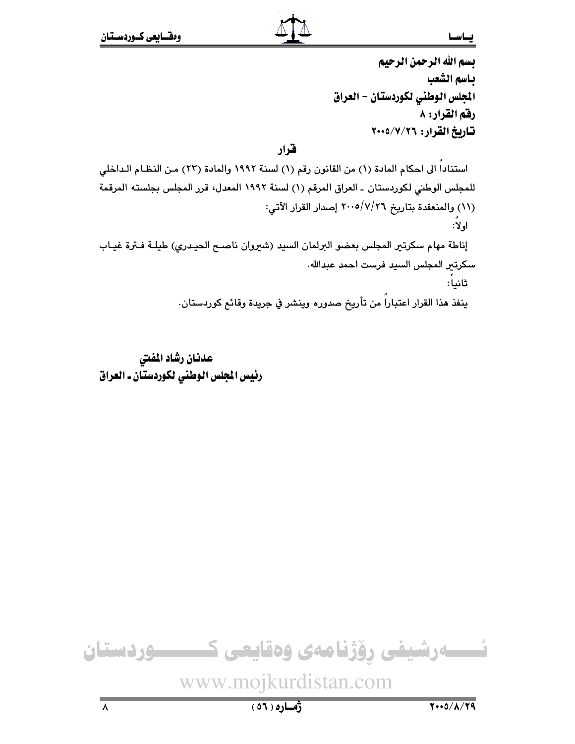**بسم الله الرحمن الرحيم**

**باسم الشعب**

**المجلس الوطني لكوردستان – العراق**

**رقم القرار: ٨**

**تاريخ القرار: ٢٠٠٥/٧/٢٦**

## قرار

استناداً الى احكام المادة (١) من القانون رقم (١) لسنة ١٩٩٢ والمادة (٢٣) من النظام الداخلي للمجلس الوطني لكوردستان ـ العراق المرقم (١) لسنة ١٩٩٢ المعدل، قرر المجلس بجلسته المرقمة (١١) والمنعقدة بتاريخ ٢٠٠٥/٧/٢٦ إصدار القرار الآتي:

اولاً:

إناطة مهام سكرتير المجلس بعضو البرلمان السيد (شيروان ناصح الحيدري) طيلة فترة غياب سكرتير المجلس السيد فرست احمد عبدالله.

ثانياً:

ينفذ هذا القرار اعتباراً من تأريخ صدوره وينشر في جريدة وقائع كوردستان.

**عدنان رشاد المفتي**

**رئيس المجلس الوطني لكوردستان ـ العراق**